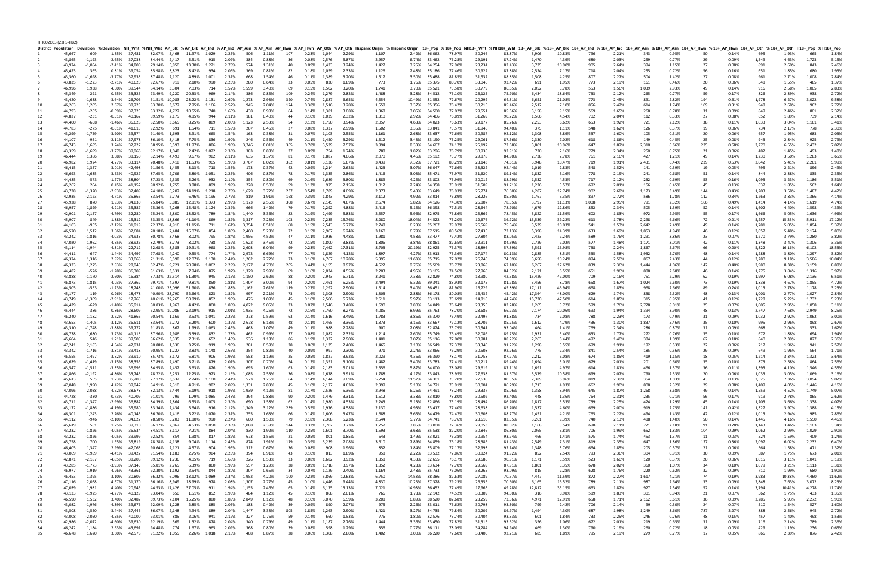HH002C03 (22RS-HB2)

| District | Population | Deviation | % Deviation | NH_Wht | % NH_Wht | AP_Blk | % AP_Blk | AP_Ind | % AP_Ind | AP_Asn | % AP_Asn | AP_Hwn | % AP_Hwn | AP_Oth | % AP_Oth | Hispanic Origin | % Hispanic Origin | 18+_Pop | % 18+_Pop | NH18+_Wht | % NH18+_Wht | 18+_AP_Blk | % 18+_AP_Blk | 18+_AP_Ind | % 18+_AP_Ind | 18+_AP_Asn | % 18+_AP_Asn | 18+_AP_Hwn | % 18+_AP_Hwn | 18+_AP_Oth | % 18+_AP_Oth | H18+_Pop | % H18+_Pop |
|---|---|---|---|---|---|---|---|---|---|---|---|---|---|---|---|---|---|---|---|---|---|---|---|---|---|---|---|---|---|---|---|---|---|
| 1 | 45,667 | 609 | 1.35% | 37,481 | 82.07% | 5,468 | 11.97% | 1,029 | 2.25% | 506 | 1.11% | 107 | 0.23% | 1,044 | 2.29% | 1,107 | 2.42% | 36,062 | 78.97% | 30,246 | 83.87% | 3,906 | 10.83% | 796 | 2.21% | 343 | 0.95% | 50 | 0.14% | 695 | 1.93% | 665 | 1.84% |
| 2 | 43,865 | -1,193 | -2.65% | 37,038 | 84.44% | 2,417 | 5.51% | 915 | 2.09% | 384 | 0.88% | 36 | 0.08% | 2,576 | 5.87% | 2,957 | 6.74% | 33,462 | 76.28% | 29,191 | 87.24% | 1,470 | 4.39% | 680 | 2.03% | 259 | 0.77% | 29 | 0.09% | 1,549 | 4.63% | 1,723 | 5.15% |
| 3 | 43,974 | -1,084 | -2.41% | 34,800 | 79.14% | 5,850 | 13.30% | 1,221 | 2.78% | 574 | 1.31% | 40 | 0.09% | 1,423 | 3.24% | 1,427 | 3.25% | 34,254 | 77.90% | 28,234 | 82.43% | 3,735 | 10.90% | 905 | 2.64% | 394 | 1.15% | 27 | 0.08% | 891 | 2.60% | 843 | 2.46% |
| 4 | 45,423 | 365 | 0.81% | 39,054 | 85.98% | 3,823 | 8.42% | 934 | 2.06% | 369 | 0.81% | 82 | 0.18% | 1,059 | 2.33% | 1,126 | 2.48% | 35,186 | 77.46% | 30,922 | 87.88% | 2,524 | 7.17% | 718 | 2.04% | 255 | 0.72% | 56 | 0.16% | 651 | 1.85% | 680 | 1.93% |
| 5 | 43,360 | -1,698 | -3.77% | 37,933 | 87.48% | 2,120 | 4.89% | 1,001 | 2.31% | 668 | 1.54% | 46 | 0.11% | 1,389 | 3.20% | 1,517 | 3.50% | 35,488 | 81.85% | 31,532 | 88.85% | 1,508 | 4.25% | 807 | 2.27% | 504 | 1.42% | 27 | 0.08% | 961 | 2.71% | 1,008 | 2.84% |
| 6 | 43,835 | -1,223 | -2.71% | 40,620 | 92.67% | 919 | 2.10% | 990 | 2.26% | 280 | 0.64% | 23 | 0.05% | 830 | 1.89% | 773 | 1.76% | 35,375 | 80.70% | 33,046 | 93.42% | 691 | 1.95% | 773 | 2.19% | 161 | 0.46% | 20 | 0.06% | 548 | 1.55% | 485 | 1.37% |
| 7 | 46,996 | 1,938 | 4.30% | 39,544 | 84.14% | 3,304 | 7.03% | 714 | 1.52% | 1,599 | 3.40% | 69 | 0.15% | 1,502 | 3.20% | 1,741 | 3.70% | 35,521 | 75.58% | 30,779 | 86.65% | 2,052 | 5.78% | 553 | 1.56% | 1,039 | 2.93% | 49 | 0.14% | 916 | 2.58% | 1,005 | 2.83% |
| 8 | 45,349 | 291 | 0.65% | 33,325 | 73.49% | 9,220 | 20.33% | 969 | 2.14% | 386 | 0.85% | 109 | 0.24% | 1,279 | 2.82% | 1,488 | 3.28% | 34,512 | 76.10% | 26,125 | 75.70% | 6,434 | 18.64% | 733 | 2.12% | 265 | 0.77% | 59 | 0.17% | 826 | 2.39% | 938 | 2.72% |
| 9 | 43,420 | -1,638 | -3.64% | 26,706 | 61.51% | 10,083 | 23.22% | 1,131 | 2.60% | 1,273 | 2.93% | 320 | 0.74% | 2,887 | 6.65% | 4,554 | 10.49% | 31,552 | 72.67% | 20,292 | 64.31% | 6,651 | 21.08% | 773 | 2.45% | 891 | 2.82% | 194 | 0.61% | 1,978 | 6.27% | 3,022 | 9.58% |
| 10 | 46,263 | 1,205 | 2.67% | 38,723 | 83.70% | 3,677 | 7.95% | 1,166 | 2.52% | 945 | 2.04% | 174 | 0.38% | 1,516 | 3.28% | 1,558 | 3.37% | 35,356 | 76.42% | 30,215 | 85.46% | 2,512 | 7.10% | 856 | 2.42% | 614 | 1.74% | 109 | 0.31% | 948 | 2.68% | 962 | 2.72% |
| 11 | 44,793 | -265 | -0.59% | 37,323 | 83.32% | 4,727 | 10.55% | 740 | 1.65% | 438 | 0.98% | 64 | 0.14% | 1,381 | 3.08% | 1,368 | 3.05% | 34,500 | 77.02% | 29,551 | 85.66% | 3,158 | 9.15% | 569 | 1.65% | 268 | 0.78% | 31 | 0.09% | 849 | 2.46% | 801 | 2.32% |
| 12 | 44,827 | -231 | -0.51% | 40,162 | 89.59% | 2,175 | 4.85% | 944 | 2.11% | 181 | 0.40% | 44 | 0.10% | 1,039 | 2.32% | 1,310 | 2.92% | 34,466 | 76.89% | 31,269 | 90.72% | 1,566 | 4.54% | 702 | 2.04% | 112 | 0.33% | 27 | 0.08% | 652 | 1.89% | 739 | 2.14% |
| 13 | 44,400 | -658 | -1.46% | 36,628 | 82.50% | 3,665 | 8.25% | 889 | 2.00% | 1,123 | 2.53% | 54 | 0.12% | 1,750 | 3.94% | 2,057 | 4.63% | 34,023 | 76.63% | 29,177 | 85.76% | 2,253 | 6.62% | 653 | 1.92% | 721 | 2.12% | 38 | 0.11% | 1,033 | 3.04% | 1,161 | 3.41% |
| 14 | 44,783 | -275 | -0.61% | 41,613 | 92.92% | 691 | 1.54% | 711 | 1.59% | 207 | 0.46% | 37 | 0.08% | 1,337 | 2.99% | 1,502 | 3.35% | 33,841 | 75.57% | 31,946 | 94.40% | 375 | 1.11% | 548 | 1.62% | 126 | 0.37% | 19 | 0.06% | 734 | 2.17% | 778 | 2.30% |
| 15 | 43,299 | -1,759 | -3.90% | 39,574 | 91.40% | 1,693 | 3.91% | 665 | 1.54% | 163 | 0.38% | 31 | 0.07% | 1,103 | 2.55% | 1,161 | 2.68% | 33,637 | 77.69% | 30,987 | 92.12% | 1,308 | 3.89% | 537 | 1.60% | 105 | 0.31% | 20 | 0.06% | 657 | 1.95% | 683 | 2.03% |
| 16 | 44,107 | -951 | -2.11% | 37,978 | 86.10% | 3,418 | 7.75% | 836 | 1.90% | 246 | 0.56% | 49 | 0.11% | 1,450 | 3.29% | 1,512 | 3.43% | 33,190 | 75.25% | 29,061 | 87.56% | 2,330 | 7.02% | 618 | 1.86% | 149 | 0.45% | 25 | 0.08% | 943 | 2.84% | 925 | 2.79% |
| 17 | 46,743 | 1,685 | 3.74% | 32,227 | 68.95% | 5,593 | 11.97% | 886 | 1.90% | 3,746 | 8.01% | 365 | 0.78% | 3,539 | 7.57% | 3,894 | 8.33% | 34,667 | 74.17% | 25,197 | 72.68% | 3,801 | 10.96% | 647 | 1.87% | 2,310 | 6.66% | 235 | 0.68% | 2,270 | 6.55% | 2,432 | 7.02% |
| 18 | 43,359 | -1,699 | -3.77% | 39,966 | 92.17% | 1,048 | 2.42% | 1,022 | 2.36% | 383 | 0.88% | 37 | 0.09% | 754 | 1.74% | 788 | 1.82% | 33,296 | 76.79% | 30,936 | 92.91% | 720 | 2.16% | 779 | 2.34% | 250 | 0.75% | 21 | 0.06% | 482 | 1.45% | 493 | 1.48% |
| 19 | 46,444 | 1,386 | 3.08% | 38,150 | 82.14% | 4,493 | 9.67% | 982 | 2.11% | 635 | 1.37% | 81 | 0.17% | 1,887 | 4.06% | 2,070 | 4.46% | 35,192 | 75.77% | 29,878 | 84.90% | 2,738 | 7.78% | 761 | 2.16% | 427 | 1.21% | 49 | 0.14% | 1,230 | 3.50% | 1,283 | 3.65% |
| 20 | 46,982 | 1,924 | 4.27% | 33,114 | 70.48% | 5,418 | 11.53% | 905 | 1.93% | 3,767 | 8.02% | 382 | 0.81% | 3,136 | 6.67% | 3,439 | 7.32% | 37,721 | 80.29% | 28,143 | 74.61% | 3,948 | 10.47% | 719 | 1.91% | 2,431 | 6.44% | 239 | 0.63% | 2,042 | 5.41% | 2,261 | 5.99% |
| 21 | 46,415 | 1,357 | 3.01% | 42,498 | 91.56% | 1,455 | 3.13% | 718 | 1.55% | 173 | 0.37% | 42 | 0.09% | 1,214 | 2.62% | 1,423 | 3.07% | 36,047 | 77.66% | 33,322 | 92.44% | 1,019 | 2.83% | 548 | 1.52% | 141 | 0.39% | 19 | 0.05% | 795 | 2.21% | 896 | 2.49% |
| 22 | 46,693 | 1,635 | 3.63% | 40,927 | 87.65% | 2,706 | 5.80% | 1,051 | 2.25% | 406 | 0.87% | 78 | 0.17% | 1,335 | 2.86% | 1,416 | 3.03% | 35,471 | 75.97% | 31,620 | 89.14% | 1,832 | 5.16% | 778 | 2.19% | 241 | 0.68% | 51 | 0.14% | 844 | 2.38% | 835 | 2.35% |
| 23 | 44,485 | -573 | -1.27% | 38,804 | 87.23% | 2,339 | 5.26% | 932 | 2.10% | 354 | 0.80% | 69 | 0.16% | 1,689 | 3.80% | 1,889 | 4.25% | 33,802 | 75.99% | 30,012 | 88.79% | 1,532 | 4.53% | 717 | 2.12% | 232 | 0.69% | 53 | 0.16% | 1,093 | 3.23% | 1,186 | 3.51% |
| 24 | 45,262 | 204 | 0.45% | 41,152 | 90.92% | 1,755 | 3.88% | 899 | 1.99% | 228 | 0.50% | 59 | 0.13% | 975 | 2.15% | 1,012 | 2.24% | 34,358 | 75.91% | 31,509 | 91.71% | 1,226 | 3.57% | 692 | 2.01% | 156 | 0.45% | 45 | 0.13% | 637 | 1.85% | 562 | 1.64% |
| 25 | 43,738 | -1,320 | -2.93% | 32,409 | 74.10% | 6,207 | 14.19% | 1,218 | 2.78% | 1,629 | 3.72% | 237 | 0.54% | 1,789 | 4.09% | 2,373 | 5.43% | 33,649 | 76.93% | 25,774 | 76.60% | 4,287 | 12.74% | 902 | 2.68% | 1,173 | 3.49% | 144 | 0.43% | 1,203 | 3.58% | 1,487 | 4.42% |
| 26 | 42,935 | -2,123 | -4.71% | 35,866 | 83.54% | 2,773 | 6.46% | 1,196 | 2.79% | 819 | 1.91% | 168 | 0.39% | 1,843 | 4.29% | 2,112 | 4.92% | 33,014 | 76.89% | 28,226 | 85.50% | 1,767 | 5.35% | 897 | 2.72% | 586 | 1.78% | 112 | 0.34% | 1,263 | 3.83% | 1,366 | 4.14% |
| 27 | 45,928 | 870 | 1.93% | 34,830 | 75.84% | 5,885 | 12.81% | 1,373 | 2.99% | 1,173 | 2.55% | 308 | 0.67% | 2,145 | 4.67% | 2,674 | 5.82% | 34,126 | 74.30% | 26,807 | 78.55% | 3,797 | 11.13% | 1,008 | 2.95% | 791 | 2.32% | 166 | 0.49% | 1,414 | 4.14% | 1,619 | 4.74% |
| 28 | 46,957 | 1,899 | 4.21% | 35,387 | 75.36% | 7,268 | 15.48% | 1,124 | 2.39% | 666 | 1.42% | 79 | 0.17% | 2,292 | 4.88% | 2,416 | 5.15% | 36,398 | 77.51% | 28,644 | 78.70% | 4,679 | 12.86% | 852 | 2.34% | 505 | 1.39% | 52 | 0.14% | 1,602 | 4.40% | 1,598 | 4.39% |
| 29 | 42,901 | -2,157 | -4.79% | 32,280 | 75.24% | 5,800 | 13.52% | 789 | 1.84% | 1,440 | 3.36% | 82 | 0.19% | 2,499 | 5.83% | 2,557 | 5.96% | 32,975 | 76.86% | 25,869 | 78.45% | 3,822 | 11.59% | 602 | 1.83% | 972 | 2.95% | 55 | 0.17% | 1,666 | 5.05% | 1,636 | 4.96% |
| 30 | 45,907 | 849 | 1.88% | 15,312 | 33.35% | 18,866 | 41.10% | 869 | 1.89% | 3,317 | 7.23% | 103 | 0.22% | 7,235 | 15.76% | 8,280 | 18.04% | 34,522 | 75.20% | 12,676 | 36.72% | 13,539 | 39.22% | 613 | 1.78% | 2,298 | 6.66% | 72 | 0.21% | 5,257 | 15.23% | 5,911 | 17.12% |
| 31 | 44,103 | -955 | -2.12% | 31,919 | 72.37% | 4,916 | 11.15% | 711 | 1.61% | 3,754 | 8.51% | 68 | 0.15% | 2,543 | 5.77% | 2,748 | 6.23% | 35,267 | 79.97% | 26,569 | 75.34% | 3,539 | 10.03% | 541 | 1.53% | 2,642 | 7.49% | 49 | 0.14% | 1,781 | 5.05% | 1,894 | 5.37% |
| 32 | 46,570 | 1,512 | 3.36% | 32,684 | 70.18% | 7,484 | 16.07% | 854 | 1.83% | 2,460 | 5.28% | 72 | 0.15% | 2,907 | 6.24% | 3,160 | 6.79% | 37,515 | 80.56% | 27,435 | 73.13% | 5,398 | 14.39% | 633 | 1.69% | 1,853 | 4.94% | 46 | 0.12% | 2,057 | 5.48% | 2,174 | 5.80% |
| 33 | 43,242 | -1,816 | -4.03% | 34,933 | 80.78% | 3,468 | 8.02% | 795 | 1.84% | 1,956 | 4.52% | 47 | 0.11% | 1,936 | 4.48% | 1,981 | 4.58% | 33,477 | 77.42% | 27,804 | 83.05% | 2,423 | 7.24% | 589 | 1.76% | 1,291 | 3.86% | 23 | 0.07% | 1,270 | 3.79% | 1,280 | 3.82% |
| 34 | 47,020 | 1,962 | 4.35% | 38,926 | 82.79% | 3,773 | 8.02% | 738 | 1.57% | 1,622 | 3.45% | 72 | 0.15% | 1,800 | 3.83% | 1,806 | 3.84% | 38,861 | 82.65% | 32,911 | 84.69% | 2,729 | 7.02% | 577 | 1.48% | 1,171 | 3.01% | 42 | 0.11% | 1,348 | 3.47% | 1,306 | 3.36% |
| 35 | 43,114 | -1,944 | -4.31% | 22,712 | 52.68% | 8,583 | 19.91% | 968 | 2.25% | 2,603 | 6.04% | 99 | 0.23% | 7,462 | 17.31% | 8,703 | 20.19% | 32,925 | 76.37% | 18,896 | 57.39% | 5,591 | 16.98% | 738 | 2.24% | 1,867 | 5.67% | 66 | 0.20% | 5,322 | 16.16% | 6,102 | 18.53% |
| 36 | 44,411 | -647 | -1.44% | 34,497 | 77.68% | 4,240 | 9.55% | 774 | 1.74% | 2,972 | 6.69% | 77 | 0.17% | 1,829 | 4.12% | 1,897 | 4.27% | 33,913 | 76.36% | 27,174 | 80.13% | 2,885 | 8.51% | 535 | 1.58% | 1,932 | 5.70% | 48 | 0.14% | 1,288 | 3.80% | 1,297 | 3.82% |
| 37 | 46,374 | 1,316 | 2.92% | 33,068 | 71.31% | 5,598 | 12.07% | 1,130 | 2.44% | 1,262 | 2.72% | 73 | 0.16% | 4,767 | 10.28% | 5,395 | 11.63% | 35,715 | 77.02% | 26,746 | 74.89% | 3,658 | 10.24% | 894 | 2.50% | 867 | 2.43% | 44 | 0.12% | 3,280 | 9.18% | 3,586 | 10.04% |
| 38 | 46,333 | 1,275 | 2.83% | 28,945 | 62.47% | 9,721 | 20.98% | 1,062 | 2.29% | 2,177 | 4.70% | 205 | 0.44% | 4,155 | 8.97% | 4,522 | 9.76% | 35,569 | 76.77% | 23,868 | 67.10% | 6,267 | 17.62% | 839 | 2.36% | 1,444 | 4.06% | 142 | 0.40% | 2,980 | 8.38% | 3,159 | 8.88% |
| 39 | 44,482 | -576 | -1.28% | 36,309 | 81.63% | 3,531 | 7.94% | 875 | 1.97% | 1,329 | 2.99% | 69 | 0.16% | 2,024 | 4.55% | 2,203 | 4.95% | 33,165 | 74.56% | 27,966 | 84.32% | 2,171 | 6.55% | 651 | 1.96% | 888 | 2.68% | 46 | 0.14% | 1,275 | 3.84% | 1,316 | 3.97% |
| 40 | 43,888 | -1,170 | -2.60% | 16,384 | 37.33% | 22,514 | 51.30% | 945 | 2.15% | 1,150 | 2.62% | 88 | 0.20% | 2,943 | 6.71% | 3,241 | 7.38% | 32,829 | 74.80% | 13,980 | 42.58% | 15,429 | 47.00% | 709 | 2.16% | 751 | 2.29% | 62 | 0.19% | 1,997 | 6.08% | 2,136 | 6.51% |
| 41 | 46,873 | 1,815 | 4.03% | 37,362 | 79.71% | 4,597 | 9.81% | 850 | 1.81% | 1,407 | 3.00% | 94 | 0.20% | 2,461 | 5.25% | 2,494 | 5.32% | 39,341 | 83.93% | 32,175 | 81.78% | 3,456 | 8.78% | 658 | 1.67% | 1,024 | 2.60% | 73 | 0.19% | 1,838 | 4.67% | 1,855 | 4.72% |
| 42 | 44,505 | -553 | -1.23% | 18,248 | 41.00% | 23,096 | 51.90% | 836 | 1.88% | 1,162 | 2.61% | 119 | 0.27% | 1,292 | 2.90% | 1,514 | 3.40% | 36,451 | 81.90% | 16,729 | 45.89% | 17,111 | 46.94% | 668 | 1.83% | 968 | 2.66% | 89 | 0.24% | 1,013 | 2.78% | 1,178 | 3.23% |
| 43 | 45,177 | 119 | 0.26% | 18,478 | 40.90% | 23,790 | 52.66% | 823 | 1.82% | 997 | 2.21% | 73 | 0.16% | 1,308 | 2.90% | 1,303 | 2.88% | 36,178 | 80.08% | 16,432 | 45.42% | 17,364 | 48.00% | 629 | 1.74% | 838 | 2.32% | 48 | 0.13% | 1,001 | 2.77% | 1,027 | 2.84% |
| 44 | 43,749 | -1,309 | -2.91% | 17,765 | 40.61% | 22,265 | 50.89% | 852 | 1.95% | 475 | 1.09% | 45 | 0.10% | 2,506 | 5.73% | 2,611 | 5.97% | 33,119 | 75.70% | 14,816 | 44.74% | 15,730 | 47.50% | 614 | 1.85% | 315 | 0.95% | 41 | 0.12% | 1,728 | 5.22% | 1,732 | 5.23% |
| 45 | 44,429 | -629 | -1.40% | 35,914 | 80.83% | 1,963 | 4.42% | 800 | 1.80% | 4,022 | 9.05% | 33 | 0.07% | 1,546 | 3.48% | 1,690 | 3.80% | 34,049 | 76.64% | 28,355 | 83.28% | 1,265 | 3.72% | 599 | 1.76% | 2,728 | 8.01% | 25 | 0.07% | 1,005 | 2.95% | 1,058 | 3.11% |
| 46 | 45,444 | 386 | 0.86% | 28,609 | 62.95% | 10,086 | 22.19% | 915 | 2.01% | 1,935 | 4.26% | 72 | 0.16% | 3,760 | 8.27% | 4,085 | 8.99% | 35,763 | 78.70% | 23,686 | 66.23% | 7,174 | 20.06% | 693 | 1.94% | 1,394 | 3.90% | 48 | 0.13% | 2,747 | 7.68% | 2,949 | 8.25% |
| 47 | 46,240 | 1,182 | 2.62% | 41,866 | 90.54% | 1,169 | 2.53% | 1,041 | 2.25% | 273 | 0.59% | 63 | 0.14% | 1,616 | 3.49% | 1,783 | 3.86% | 35,370 | 76.49% | 32,497 | 91.88% | 734 | 2.08% | 788 | 2.23% | 173 | 0.49% | 31 | 0.09% | 1,032 | 2.92% | 1,062 | 3.00% |
| 48 | 43,653 | -1,405 | -3.12% | 36,511 | 83.64% | 2,272 | 5.20% | 600 | 1.37% | 2,678 | 6.13% | 48 | 0.11% | 1,465 | 3.36% | 1,608 | 3.68% | 33,667 | 77.12% | 28,702 | 85.25% | 1,612 | 4.79% | 436 | 1.30% | 1,837 | 5.46% | 35 | 0.10% | 995 | 2.96% | 898 | 2.67% |
| 49 | 43,310 | -1,748 | -3.88% | 39,772 | 91.83% | 862 | 1.99% | 1,063 | 2.45% | 463 | 1.07% | 49 | 0.11% | 988 | 2.28% | 900 | 2.08% | 32,824 | 75.79% | 30,541 | 93.04% | 464 | 1.41% | 769 | 2.34% | 286 | 0.87% | 31 | 0.09% | 668 | 2.04% | 533 | 1.62% |
| 50 | 46,738 | 1,680 | 3.73% | 41,113 | 87.96% | 2,986 | 6.39% | 832 | 1.78% | 462 | 0.99% | 37 | 0.08% | 1,082 | 2.32% | 1,214 | 2.60% | 35,769 | 76.53% | 32,086 | 89.70% | 1,931 | 5.40% | 633 | 1.77% | 272 | 0.76% | 35 | 0.10% | 672 | 1.88% | 694 | 1.94% |
| 51 | 45,604 | 546 | 1.21% | 39,503 | 86.62% | 3,335 | 7.31% | 652 | 1.43% | 536 | 1.18% | 86 | 0.19% | 1,322 | 2.90% | 1,401 | 3.07% | 35,116 | 77.00% | 30,981 | 88.22% | 2,263 | 6.44% | 492 | 1.40% | 384 | 1.09% | 62 | 0.18% | 840 | 2.39% | 827 | 2.36% |
| 52 | 47,241 | 2,183 | 4.84% | 42,931 | 90.88% | 1,536 | 3.25% | 919 | 1.95% | 281 | 0.59% | 28 | 0.06% | 1,135 | 2.40% | 1,465 | 3.10% | 36,549 | 77.37% | 33,340 | 91.22% | 1,298 | 3.55% | 699 | 1.91% | 192 | 0.53% | 22 | 0.06% | 717 | 1.96% | 941 | 2.57% |
| 53 | 43,342 | -1,716 | -3.81% | 39,418 | 90.95% | 1,227 | 2.83% | 1,148 | 2.65% | 354 | 0.82% | 40 | 0.09% | 997 | 2.30% | 971 | 2.24% | 33,066 | 76.29% | 30,508 | 92.26% | 775 | 2.34% | 841 | 2.54% | 185 | 0.56% | 29 | 0.09% | 649 | 1.96% | 564 | 1.71% |
| 54 | 46,555 | 1,497 | 3.32% | 39,910 | 85.73% | 3,172 | 6.81% | 906 | 1.95% | 553 | 1.19% | 25 | 0.05% | 1,827 | 3.92% | 2,029 | 4.36% | 36,390 | 78.17% | 31,758 | 87.27% | 2,212 | 6.08% | 674 | 1.85% | 419 | 1.15% | 18 | 0.05% | 1,214 | 3.34% | 1,323 | 3.64% |
| 55 | 43,639 | -1,419 | -3.15% | 38,355 | 87.89% | 2,490 | 5.71% | 879 | 2.01% | 307 | 0.70% | 54 | 0.12% | 1,351 | 3.10% | 1,482 | 3.40% | 33,783 | 77.41% | 30,217 | 89.44% | 1,694 | 5.01% | 679 | 2.01% | 201 | 0.60% | 35 | 0.10% | 873 | 2.58% | 864 | 2.56% |
| 56 | 43,547 | -1,511 | -3.35% | 36,995 | 84.95% | 2,452 | 5.63% | 826 | 1.90% | 695 | 1.60% | 63 | 0.14% | 2,183 | 5.01% | 2,556 | 5.87% | 34,000 | 78.08% | 29,619 | 87.11% | 1,691 | 4.97% | 614 | 1.81% | 466 | 1.37% | 36 | 0.11% | 1,393 | 4.10% | 1,546 | 4.55% |
| 57 | 42,866 | -2,192 | -4.86% | 33,745 | 78.72% | 5,251 | 12.25% | 923 | 2.15% | 1,085 | 2.53% | 36 | 0.08% | 1,678 | 3.91% | 1,788 | 4.17% | 33,843 | 78.95% | 27,638 | 81.67% | 3,579 | 10.58% | 699 | 2.07% | 790 | 2.33% | 20 | 0.06% | 1,033 | 3.05% | 1,069 | 3.16% |
| 58 | 45,613 | 555 | 1.23% | 35,200 | 77.17% | 3,532 | 7.74% | 1,100 | 2.41% | 573 | 1.26% | 64 | 0.14% | 4,144 | 9.09% | 5,254 | 11.52% | 34,301 | 75.20% | 27,630 | 80.55% | 2,389 | 6.96% | 819 | 2.39% | 354 | 1.03% | 43 | 0.13% | 2,525 | 7.36% | 3,094 | 9.02% |
| 59 | 47,048 | 1,990 | 4.42% | 39,947 | 84.91% | 2,310 | 4.91% | 982 | 2.09% | 1,331 | 2.83% | 45 | 0.10% | 2,177 | 4.63% | 2,399 | 5.10% | 34,771 | 73.91% | 30,004 | 86.29% | 1,713 | 4.93% | 662 | 1.90% | 808 | 2.32% | 29 | 0.08% | 1,409 | 4.05% | 1,446 | 4.16% |
| 60 | 47,096 | 2,038 | 4.52% | 38,678 | 82.13% | 2,444 | 5.19% | 918 | 1.95% | 1,939 | 4.12% | 81 | 0.17% | 2,526 | 5.36% | 2,948 | 6.26% | 34,491 | 73.24% | 29,337 | 85.06% | 1,358 | 3.94% | 645 | 1.87% | 1,268 | 3.68% | 49 | 0.14% | 1,559 | 4.52% | 1,749 | 5.07% |
| 61 | 44,728 | -330 | -0.73% | 40,709 | 91.01% | 799 | 1.79% | 1,085 | 2.43% | 394 | 0.88% | 90 | 0.20% | 1,479 | 3.31% | 1,512 | 3.38% | 33,010 | 73.80% | 30,502 | 92.40% | 448 | 1.36% | 764 | 2.31% | 235 | 0.71% | 56 | 0.17% | 919 | 2.78% | 865 | 2.62% |
| 62 | 43,711 | -1,347 | -2.99% | 36,887 | 84.39% | 2,864 | 6.55% | 1,005 | 2.30% | 690 | 1.58% | 62 | 0.14% | 1,980 | 4.53% | 2,243 | 5.13% | 32,866 | 75.19% | 28,494 | 86.70% | 1,817 | 5.53% | 739 | 2.25% | 424 | 1.29% | 45 | 0.14% | 1,203 | 3.66% | 1,338 | 4.07% |
| 63 | 43,172 | -1,886 | -4.19% | 35,980 | 83.34% | 2,434 | 5.64% | 916 | 2.12% | 1,349 | 3.12% | 239 | 0.55% | 1,976 | 4.58% | 2,130 | 4.93% | 33,417 | 77.40% | 28,638 | 85.70% | 1,537 | 4.60% | 669 | 2.00% | 919 | 2.75% | 141 | 0.42% | 1,327 | 3.97% | 1,388 | 4.15% |
| 64 | 46,301 | 1,243 | 2.76% | 40,145 | 86.70% | 2,416 | 5.22% | 1,070 | 2.31% | 755 | 1.63% | 66 | 0.14% | 1,606 | 3.47% | 1,688 | 3.65% | 34,479 | 74.47% | 30,608 | 88.77% | 1,451 | 4.21% | 765 | 2.22% | 494 | 1.43% | 42 | 0.12% | 1,013 | 2.94% | 985 | 2.86% |
| 65 | 44,112 | -946 | -2.10% | 34,627 | 78.50% | 5,203 | 11.80% | 990 | 2.24% | 660 | 1.50% | 79 | 0.18% | 2,308 | 5.23% | 2,544 | 5.77% | 34,741 | 78.76% | 28,610 | 82.35% | 3,261 | 9.39% | 740 | 2.13% | 488 | 1.40% | 50 | 0.14% | 1,445 | 4.16% | 1,550 | 4.46% |
| 66 | 45,619 | 561 | 1.25% | 39,310 | 86.17% | 2,067 | 4.53% | 1,050 | 2.30% | 1,088 | 2.39% | 144 | 0.32% | 1,702 | 3.73% | 1,757 | 3.85% | 33,008 | 72.36% | 29,053 | 88.02% | 1,168 | 3.54% | 698 | 2.11% | 721 | 2.18% | 91 | 0.28% | 1,143 | 3.46% | 1,103 | 3.34% |
| 67 | 43,232 | -1,826 | -4.05% | 36,534 | 84.51% | 3,117 | 7.21% | 884 | 2.04% | 830 | 1.92% | 110 | 0.25% | 1,601 | 3.70% | 1,593 | 3.68% | 35,538 | 82.20% | 30,846 | 86.80% | 2,065 | 5.81% | 706 | 1.99% | 652 | 1.83% | 104 | 0.29% | 1,062 | 2.99% | 1,029 | 2.90% |
| 68 | 43,232 | -1,826 | -4.05% | 39,999 | 92.52% | 854 | 1.98% | 817 | 1.89% | 673 | 1.56% | 21 | 0.05% | 801 | 1.85% | 643 | 1.49% | 33,021 | 76.38% | 30,954 | 93.74% | 466 | 1.41% | 575 | 1.74% | 453 | 1.37% | 11 | 0.03% | 524 | 1.59% | 409 | 1.24% |
| 69 | 45,758 | 700 | 1.55% | 35,819 | 78.28% | 4,138 | 9.04% | 1,114 | 2.43% | 874 | 1.91% | 179 | 0.39% | 3,239 | 7.08% | 3,610 | 7.89% | 34,859 | 76.18% | 28,385 | 81.43% | 2,529 | 7.31% | 819 | 2.35% | 647 | 1.86% | 127 | 0.36% | 2,097 | 6.02% | 2,232 | 6.40% |
| 70 | 46,405 | 1,347 | 2.99% | 42,063 | 90.64% | 2,121 | 4.57% | 904 | 1.95% | 312 | 0.67% | 36 | 0.08% | 908 | 1.96% | 852 | 1.84% | 35,809 | 77.17% | 32,993 | 92.14% | 1,348 | 3.76% | 664 | 1.85% | 205 | 0.57% | 21 | 0.06% | 564 | 1.58% | 471 | 1.32% |
| 71 | 43,069 | -1,989 | -4.41% | 39,427 | 91.54% | 1,183 | 2.75% | 984 | 2.28% | 394 | 0.91% | 43 | 0.10% | 813 | 1.89% | 958 | 2.22% | 33,532 | 77.86% | 30,824 | 91.92% | 852 | 2.54% | 793 | 2.36% | 304 | 0.91% | 30 | 0.09% | 587 | 1.75% | 673 | 2.01% |
| 72 | 42,871 | -2,187 | -4.85% | 38,208 | 89.12% | 1,736 | 4.05% | 719 | 1.68% | 226 | 0.53% | 33 | 0.08% | 1,682 | 3.92% | 1,858 | 4.33% | 32,655 | 76.17% | 29,686 | 90.91% | 1,171 | 3.59% | 523 | 1.60% | 120 | 0.37% | 20 | 0.06% | 1,015 | 3.11% | 1,041 | 3.19% |
| 73 | 43,285 | -1,773 | -3.93% | 37,143 | 85.81% | 2,765 | 6.39% | 860 | 1.99% | 557 | 1.29% | 38 | 0.09% | 1,718 | 3.97% | 1,852 | 4.28% | 33,634 | 77.70% | 29,569 | 87.91% | 1,801 | 5.35% | 678 | 2.02% | 360 | 1.07% | 34 | 0.10% | 1,079 | 3.21% | 1,113 | 3.31% |
| 74 | 46,977 | 1,919 | 4.26% | 43,361 | 92.30% | 1,192 | 2.54% | 844 | 1.80% | 307 | 0.65% | 34 | 0.07% | 1,129 | 2.40% | 1,164 | 2.48% | 35,733 | 76.06% | 33,265 | 93.09% | 815 | 2.28% | 628 | 1.76% | 220 | 0.62% | 32 | 0.09% | 710 | 1.99% | 680 | 1.90% |
| 75 | 46,453 | 1,395 | 3.10% | 30,809 | 66.32% | 6,096 | 13.12% | 1,089 | 2.34% | 1,952 | 4.20% | 100 | 0.22% | 5,869 | 12.63% | 6,750 | 14.53% | 38,386 | 82.63% | 27,089 | 70.57% | 4,447 | 11.59% | 872 | 2.27% | 1,617 | 4.21% | 74 | 0.19% | 3,983 | 10.38% | 4,460 | 11.62% |
| 76 | 47,116 | 2,058 | 4.57% | 31,170 | 66.16% | 8,949 | 18.99% | 978 | 2.08% | 1,307 | 2.77% | 45 | 0.10% | 4,446 | 9.44% | 4,830 | 10.25% | 37,328 | 79.23% | 26,355 | 70.60% | 6,165 | 16.52% | 789 | 2.11% | 987 | 2.64% | 33 | 0.09% | 2,848 | 7.63% | 3,072 | 8.23% |
| 77 | 47,039 | 1,981 | 4.40% | 20,945 | 44.53% | 17,426 | 37.05% | 911 | 1.94% | 1,155 | 2.46% | 65 | 0.14% | 6,175 | 13.13% | 7,021 | 14.93% | 36,452 | 77.49% | 17,965 | 49.28% | 12,812 | 35.15% | 663 | 1.82% | 927 | 2.54% | 52 | 0.14% | 3,794 | 10.41% | 4,278 | 11.74% |
| 78 | 43,133 | -1,925 | -4.27% | 40,129 | 93.04% | 650 | 1.51% | 852 | 1.98% | 484 | 1.12% | 45 | 0.10% | 868 | 2.01% | 766 | 1.78% | 32,142 | 74.52% | 30,309 | 94.30% | 316 | 0.98% | 589 | 1.83% | 301 | 0.94% | 21 | 0.07% | 562 | 1.75% | 433 | 1.35% |
| 79 | 46,590 | 1,532 | 3.40% | 32,487 | 69.73% | 7,104 | 15.25% | 880 | 1.89% | 2,849 | 6.12% | 48 | 0.10% | 3,070 | 6.59% | 3,208 | 6.89% | 38,520 | 82.68% | 28,259 | 73.36% | 4,971 | 12.91% | 658 | 1.71% | 2,162 | 5.61% | 36 | 0.09% | 2,285 | 5.93% | 2,272 | 5.90% |
| 80 | 43,082 | -1,976 | -4.39% | 39,676 | 92.09% | 1,228 | 2.85% | 805 | 1.87% | 183 | 0.42% | 39 | 0.09% | 890 | 2.07% | 975 | 2.26% | 33,011 | 76.62% | 30,798 | 93.30% | 799 | 2.42% | 706 | 2.14% | 99 | 0.30% | 29 | 0.09% | 510 | 1.54% | 527 | 1.60% |
| 81 | 43,508 | -1,550 | -3.44% | 37,446 | 86.07% | 2,148 | 4.94% | 889 | 2.04% | 1,447 | 3.33% | 805 | 1.85% | 1,263 | 2.90% | 1,421 | 3.27% | 34,716 | 79.79% | 30,209 | 86.97% | 1,494 | 4.30% | 687 | 1.98% | 1,249 | 3.60% | 787 | 2.27% | 888 | 2.56% | 945 | 2.72% |
| 82 | 43,008 | -2,050 | -4.55% | 40,000 | 93.01% | 885 | 2.06% | 941 | 2.19% | 327 | 0.76% | 59 | 0.14% | 660 | 1.53% | 776 | 1.80% | 32,576 | 75.74% | 30,404 | 93.33% | 601 | 1.84% | 733 | 2.25% | 246 | 0.76% | 48 | 0.15% | 457 | 1.40% | 498 | 1.53% |
| 83 | 42,986 | -2,072 | -4.60% | 39,630 | 92.19% | 569 | 1.32% | 878 | 2.04% | 340 | 0.79% | 49 | 0.11% | 1,187 | 2.76% | 1,363 | 3.17% | 33,450 | 77.82% | 31,315 | 93.62% | 356 | 1.06% | 672 | 2.01% | 219 | 0.65% | 31 | 0.09% | 716 | 2.14% | 789 | 2.36% |
| 84 | 46,242 | 1,184 | 2.63% | 43,691 | 94.48% | 774 | 1.67% | 965 | 2.09% | 368 | 0.80% | 39 | 0.08% | 598 | 1.29% | 356 | 0.77% | 36,111 | 78.09% | 34,284 | 94.94% | 469 | 1.30% | 790 | 2.19% | 260 | 0.72% | 18 | 0.05% | 429 | 1.19% | 236 | 0.65% |
| 85 | 46,678 | 1,620 | 3.60% | 42,578 | 91.22% | 1,055 | 2.26% | 1,018 | 2.18% | 408 | 0.87% | 28 | 0.06% | 1,308 | 2.80% | 1,402 | 3.00% | 36,220 | 77.60% | 33,400 | 92.21% | 685 | 1.89% | 795 | 2.19% | 279 | 0.77% | 17 | 0.05% | 866 | 2.39% | 876 | 2.42% |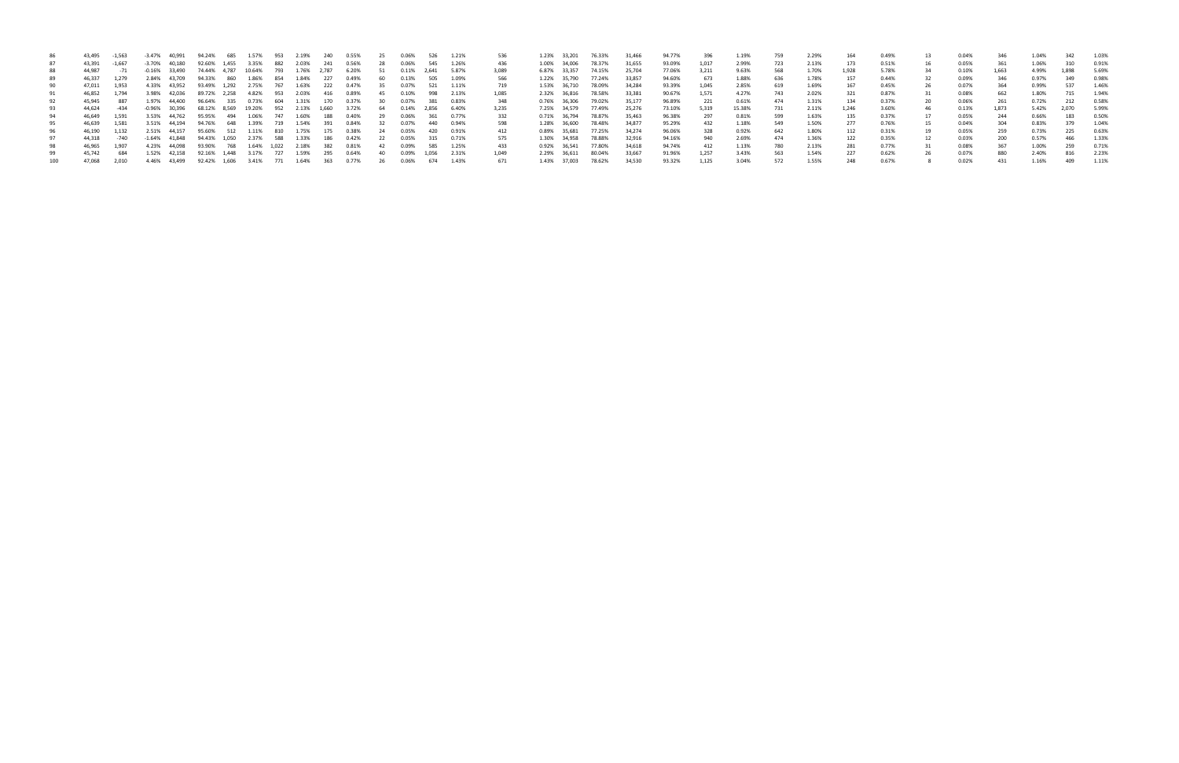| | | | | | | | | | | | | | | | | | | | | | | | | | | | | | | | | | | | | | |
|---|---|---|---|---|---|---|---|---|---|---|---|---|---|---|---|---|---|---|---|---|---|---|---|---|---|---|---|---|---|---|---|---|---|---|---|---|---|
| 86 | 43,495 | -1,563 | -3.47% | 40,991 | 94.24% | 685 | 1.57% | 953 | 2.19% | 240 | 0.55% | 25 | 0.06% | 526 | 1.21% | 536 | 1.23% | 33,201 | 76.33% | 31,466 | 94.77% | 396 | 1.19% | 759 | 2.29% | 164 | 0.49% | 13 | 0.04% | 346 | 1.04% | 342 | 1.03% |
| 87 | 43,391 | -1,667 | -3.70% | 40,180 | 92.60% | 1,455 | 3.35% | 882 | 2.03% | 241 | 0.56% | 28 | 0.06% | 545 | 1.26% | 436 | 1.00% | 34,006 | 78.37% | 31,655 | 93.09% | 1,017 | 2.99% | 723 | 2.13% | 173 | 0.51% | 16 | 0.05% | 361 | 1.06% | 310 | 0.91% |
| 88 | 44,987 | -71 | -0.16% | 33,490 | 74.44% | 4,787 | 10.64% | 793 | 1.76% | 2,787 | 6.20% | 51 | 0.11% | 2,641 | 5.87% | 3,089 | 6.87% | 33,357 | 74.15% | 25,704 | 77.06% | 3,211 | 9.63% | 568 | 1.70% | 1,928 | 5.78% | 34 | 0.10% | 1,663 | 4.99% | 1,898 | 5.69% |
| 89 | 46,337 | 1,279 | 2.84% | 43,709 | 94.33% | 860 | 1.86% | 854 | 1.84% | 227 | 0.49% | 60 | 0.13% | 505 | 1.09% | 566 | 1.22% | 35,790 | 77.24% | 33,857 | 94.60% | 673 | 1.88% | 636 | 1.78% | 157 | 0.44% | 32 | 0.09% | 346 | 0.97% | 349 | 0.98% |
| 90 | 47,011 | 1,953 | 4.33% | 43,952 | 93.49% | 1,292 | 2.75% | 767 | 1.63% | 222 | 0.47% | 35 | 0.07% | 521 | 1.11% | 719 | 1.53% | 36,710 | 78.09% | 34,284 | 93.39% | 1,045 | 2.85% | 619 | 1.69% | 167 | 0.45% | 26 | 0.07% | 364 | 0.99% | 537 | 1.46% |
| 91 | 46,852 | 1,794 | 3.98% | 42,036 | 89.72% | 2,258 | 4.82% | 953 | 2.03% | 416 | 0.89% | 45 | 0.10% | 998 | 2.13% | 1,085 | 2.32% | 36,816 | 78.58% | 33,381 | 90.67% | 1,571 | 4.27% | 743 | 2.02% | 321 | 0.87% | 31 | 0.08% | 662 | 1.80% | 715 | 1.94% |
| 92 | 45,945 | 887 | 1.97% | 44,400 | 96.64% | 335 | 0.73% | 604 | 1.31% | 170 | 0.37% | 30 | 0.07% | 381 | 0.83% | 348 | 0.76% | 36,306 | 79.02% | 35,177 | 96.89% | 221 | 0.61% | 474 | 1.31% | 134 | 0.37% | 20 | 0.06% | 261 | 0.72% | 212 | 0.58% |
| 93 | 44,624 | -434 | -0.96% | 30,396 | 68.12% | 8,569 | 19.20% | 952 | 2.13% | 1,660 | 3.72% | 64 | 0.14% | 2,856 | 6.40% | 3,235 | 7.25% | 34,579 | 77.49% | 25,276 | 73.10% | 5,319 | 15.38% | 731 | 2.11% | 1,246 | 3.60% | 46 | 0.13% | 1,873 | 5.42% | 2,070 | 5.99% |
| 94 | 46,649 | 1,591 | 3.53% | 44,762 | 95.95% | 494 | 1.06% | 747 | 1.60% | 188 | 0.40% | 29 | 0.06% | 361 | 0.77% | 332 | 0.71% | 36,794 | 78.87% | 35,463 | 96.38% | 297 | 0.81% | 599 | 1.63% | 135 | 0.37% | 17 | 0.05% | 244 | 0.66% | 183 | 0.50% |
| 95 | 46,639 | 1,581 | 3.51% | 44,194 | 94.76% | 648 | 1.39% | 719 | 1.54% | 391 | 0.84% | 32 | 0.07% | 440 | 0.94% | 598 | 1.28% | 36,600 | 78.48% | 34,877 | 95.29% | 432 | 1.18% | 549 | 1.50% | 277 | 0.76% | 15 | 0.04% | 304 | 0.83% | 379 | 1.04% |
| 96 | 46,190 | 1,132 | 2.51% | 44,157 | 95.60% | 512 | 1.11% | 810 | 1.75% | 175 | 0.38% | 24 | 0.05% | 420 | 0.91% | 412 | 0.89% | 35,681 | 77.25% | 34,274 | 96.06% | 328 | 0.92% | 642 | 1.80% | 112 | 0.31% | 19 | 0.05% | 259 | 0.73% | 225 | 0.63% |
| 97 | 44,318 | -740 | -1.64% | 41,848 | 94.43% | 1,050 | 2.37% | 588 | 1.33% | 186 | 0.42% | 22 | 0.05% | 315 | 0.71% | 575 | 1.30% | 34,958 | 78.88% | 32,916 | 94.16% | 940 | 2.69% | 474 | 1.36% | 122 | 0.35% | 12 | 0.03% | 200 | 0.57% | 466 | 1.33% |
| 98 | 46,965 | 1,907 | 4.23% | 44,098 | 93.90% | 768 | 1.64% | 1,022 | 2.18% | 382 | 0.81% | 42 | 0.09% | 585 | 1.25% | 433 | 0.92% | 36,541 | 77.80% | 34,618 | 94.74% | 412 | 1.13% | 780 | 2.13% | 281 | 0.77% | 31 | 0.08% | 367 | 1.00% | 259 | 0.71% |
| 99 | 45,742 | 684 | 1.52% | 42,158 | 92.16% | 1,448 | 3.17% | 727 | 1.59% | 295 | 0.64% | 40 | 0.09% | 1,056 | 2.31% | 1,049 | 2.29% | 36,611 | 80.04% | 33,667 | 91.96% | 1,257 | 3.43% | 563 | 1.54% | 227 | 0.62% | 26 | 0.07% | 880 | 2.40% | 816 | 2.23% |
| 100 | 47,068 | 2,010 | 4.46% | 43,499 | 92.42% | 1,606 | 3.41% | 771 | 1.64% | 363 | 0.77% | 26 | 0.06% | 674 | 1.43% | 671 | 1.43% | 37,003 | 78.62% | 34,530 | 93.32% | 1,125 | 3.04% | 572 | 1.55% | 248 | 0.67% | 8 | 0.02% | 431 | 1.16% | 409 | 1.11% |